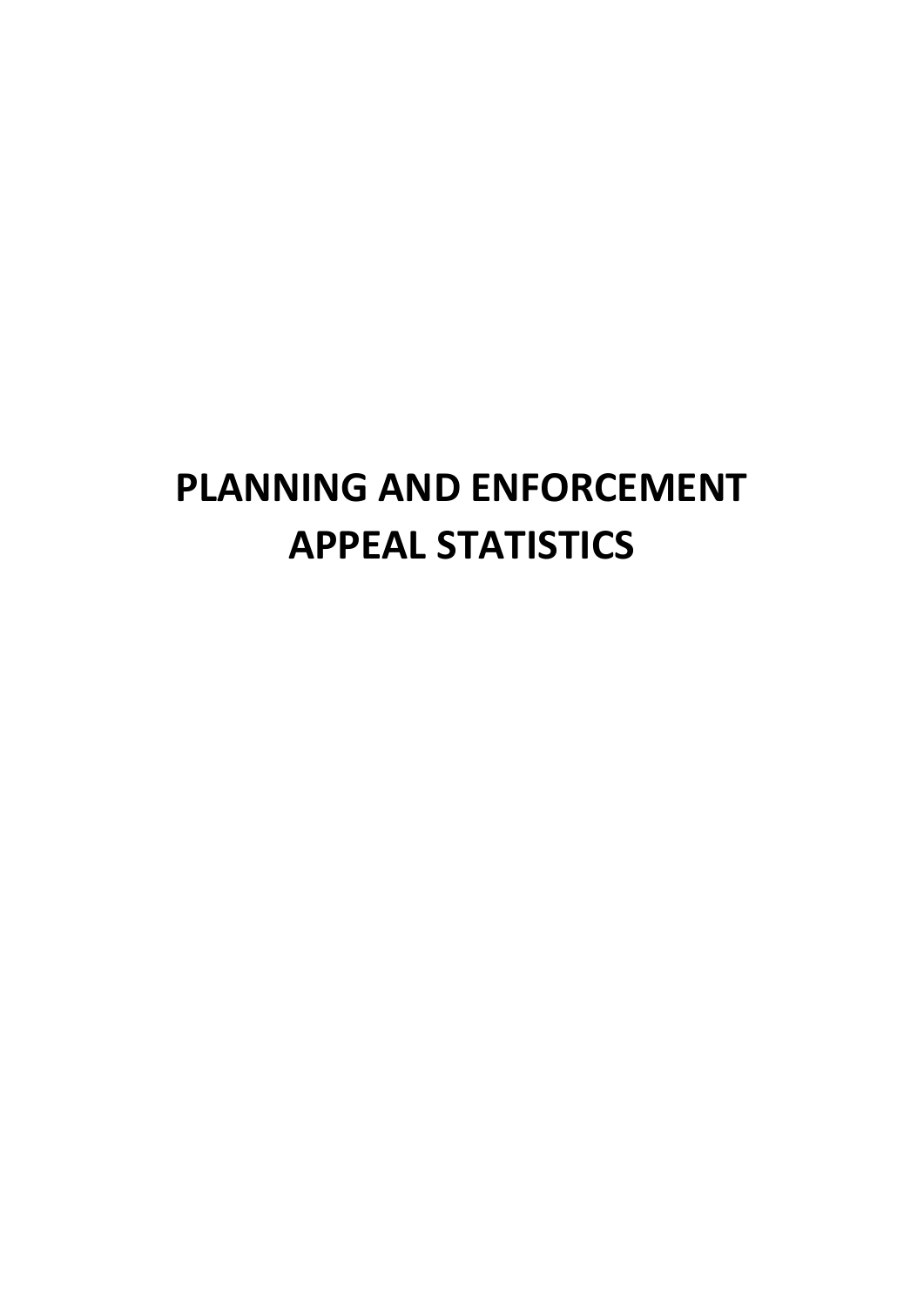# PLANNING AND ENFORCEMENT APPEAL STATISTICS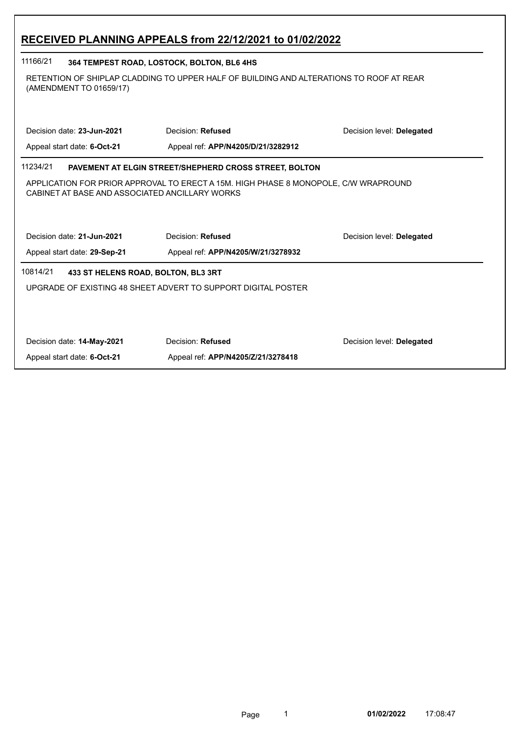# RECEIVED PLANNING APPEALS from 22/12/2021 to 01/02/2022

## 11166/21 364 TEMPEST ROAD, LOSTOCK, BOLTON, BL6 4HS

RETENTION OF SHIPLAP CLADDING TO UPPER HALF OF BUILDING AND ALTERATIONS TO ROOF AT REAR (AMENDMENT TO 01659/17)

| | | |
|---|---|---|
| Decision date: **23-Jun-2021** | Decision: **Refused** | Decision level: **Delegated** |
| Appeal start date: **6-Oct-21** | Appeal ref: **APP/N4205/D/21/3282912** | |

## 11234/21 PAVEMENT AT ELGIN STREET/SHEPHERD CROSS STREET, BOLTON

APPLICATION FOR PRIOR APPROVAL TO ERECT A 15M. HIGH PHASE 8 MONOPOLE, C/W WRAPROUND CABINET AT BASE AND ASSOCIATED ANCILLARY WORKS

| | | |
|---|---|---|
| Decision date: **21-Jun-2021** | Decision: **Refused** | Decision level: **Delegated** |
| Appeal start date: **29-Sep-21** | Appeal ref: **APP/N4205/W/21/3278932** | |

## 10814/21 433 ST HELENS ROAD, BOLTON, BL3 3RT

UPGRADE OF EXISTING 48 SHEET ADVERT TO SUPPORT DIGITAL POSTER

| | | |
|---|---|---|
| Decision date: **14-May-2021** | Decision: **Refused** | Decision level: **Delegated** |
| Appeal start date: **6-Oct-21** | Appeal ref: **APP/N4205/Z/21/3278418** | |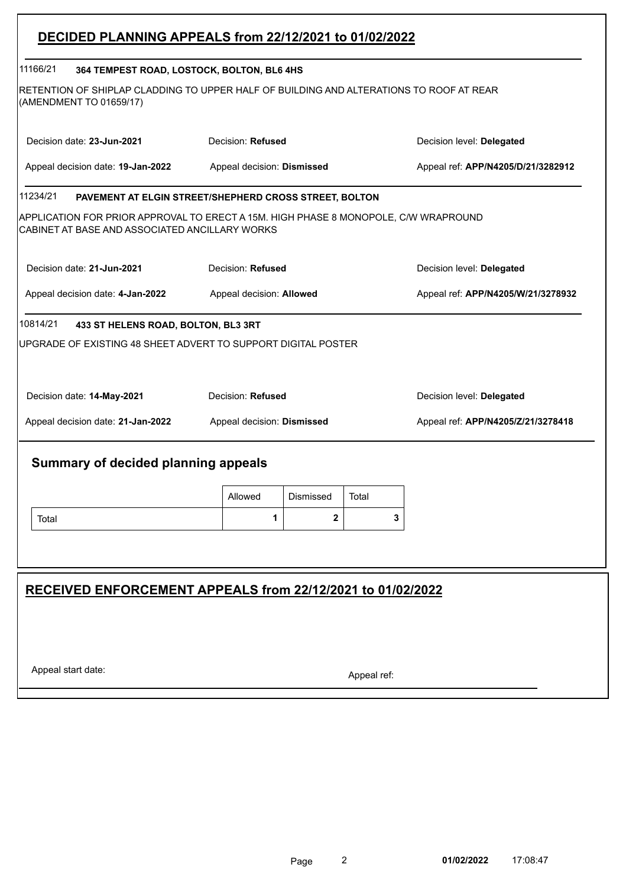## DECIDED PLANNING APPEALS from 22/12/2021 to 01/02/2022

**11166/21** **364 TEMPEST ROAD, LOSTOCK, BOLTON, BL6 4HS**

RETENTION OF SHIPLAP CLADDING TO UPPER HALF OF BUILDING AND ALTERATIONS TO ROOF AT REAR (AMENDMENT TO 01659/17)

Decision date: **23-Jun-2021** | Decision: **Refused** | Decision level: **Delegated**

Appeal decision date: **19-Jan-2022** | Appeal decision: **Dismissed** | Appeal ref: **APP/N4205/D/21/3282912**

---

**11234/21** **PAVEMENT AT ELGIN STREET/SHEPHERD CROSS STREET, BOLTON**

APPLICATION FOR PRIOR APPROVAL TO ERECT A 15M. HIGH PHASE 8 MONOPOLE, C/W WRAPROUND CABINET AT BASE AND ASSOCIATED ANCILLARY WORKS

Decision date: **21-Jun-2021** | Decision: **Refused** | Decision level: **Delegated**

Appeal decision date: **4-Jan-2022** | Appeal decision: **Allowed** | Appeal ref: **APP/N4205/W/21/3278932**

---

**10814/21** **433 ST HELENS ROAD, BOLTON, BL3 3RT**

UPGRADE OF EXISTING 48 SHEET ADVERT TO SUPPORT DIGITAL POSTER

Decision date: **14-May-2021** | Decision: **Refused** | Decision level: **Delegated**

Appeal decision date: **21-Jan-2022** | Appeal decision: **Dismissed** | Appeal ref: **APP/N4205/Z/21/3278418**

---

### Summary of decided planning appeals

| | Allowed | Dismissed | Total |
|---|---|---|---|
| Total | **1** | **2** | **3** |

## RECEIVED ENFORCEMENT APPEALS from 22/12/2021 to 01/02/2022

Appeal start date: | Appeal ref: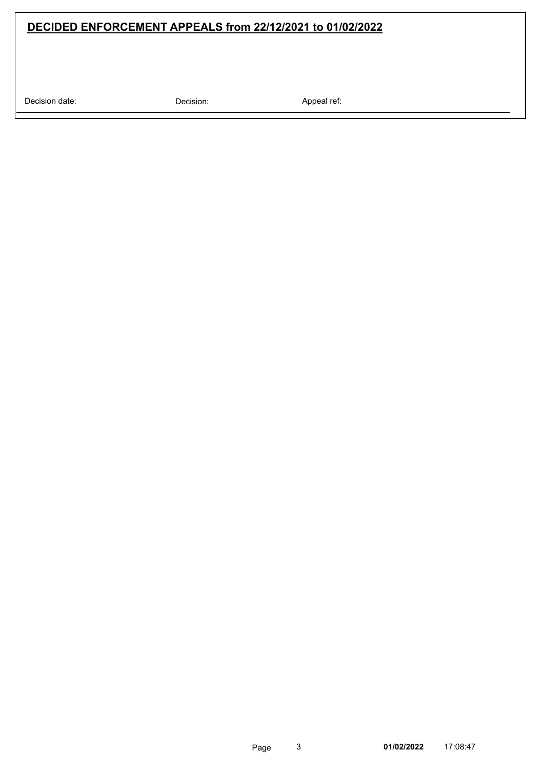## DECIDED ENFORCEMENT APPEALS from 22/12/2021 to 01/02/2022

| Decision date: | Decision: | Appeal ref: |
| --- | --- | --- |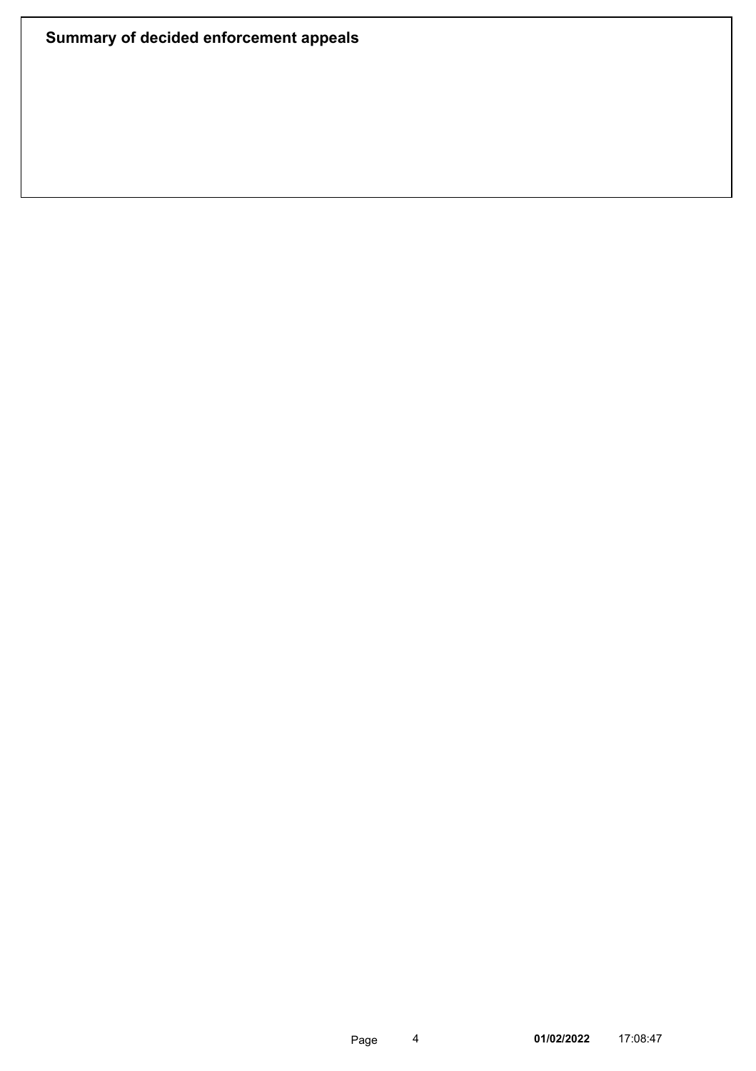## Summary of decided enforcement appeals